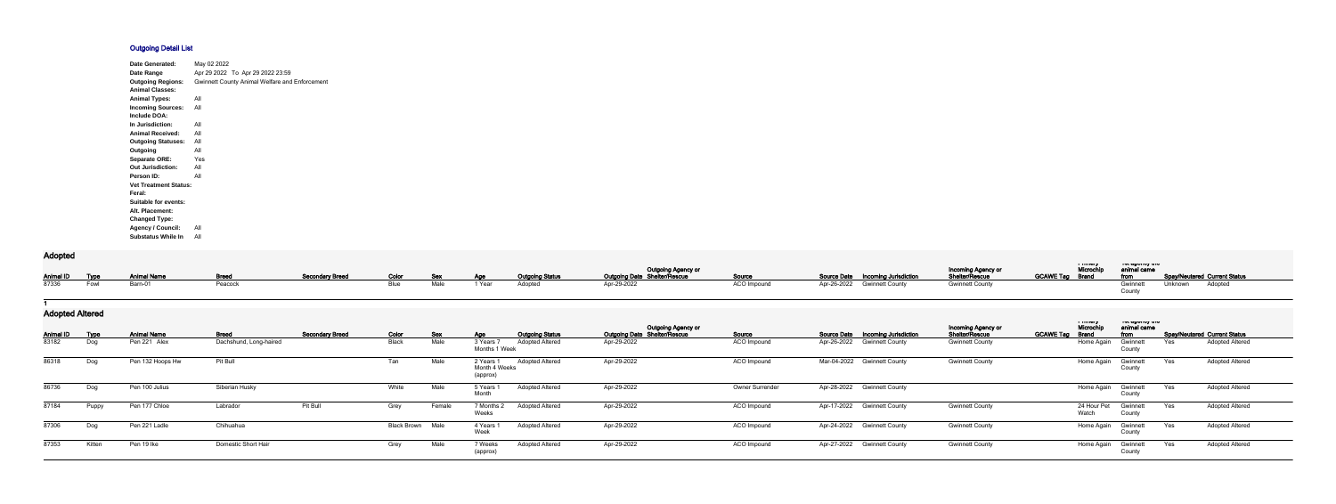# Outgoing Detail List

| | |
|---|---|
| **Date Generated:** | May 02 2022 |
| **Date Range** | Apr 29 2022 To Apr 29 2022 23:59 |
| **Outgoing Regions:** | Gwinnett County Animal Welfare and Enforcement |
| **Animal Classes:** | |
| **Animal Types:** | All |
| **Incoming Sources:** | All |
| **Include DOA:** | |
| **In Jurisdiction:** | All |
| **Animal Received:** | All |
| **Outgoing Statuses:** | All |
| **Outgoing** | All |
| **Separate ORE:** | Yes |
| **Out Jurisdiction:** | All |
| **Person ID:** | All |
| **Vet Treatment Status:** | |
| **Feral:** | |
| **Suitable for events:** | |
| **Alt. Placement:** | |
| **Changed Type:** | |
| **Agency / Council:** | All |
| **Substatus While In** | All |

## Adopted

| Animal ID | Type | Animal Name | Breed | Secondary Breed | Color | Sex | Age | Outgoing Status | Outgoing Date | Outgoing Agency or Shelter/Rescue | Source | Source Date | Incoming Jurisdiction | Incoming Agency or Shelter/Rescue | GCAWE Tag | Primary Microchip Brand | Kennel agency the animal came from | Spay/Neutered | Current Status |
|---|---|---|---|---|---|---|---|---|---|---|---|---|---|---|---|---|---|---|---|
| 87336 | Fowl | Barn-01 | Peacock | | Blue | Male | 1 Year | Adopted | Apr-29-2022 | | ACO Impound | Apr-26-2022 | Gwinnett County | Gwinnett County | | | Gwinnett County | Unknown | Adopted |

1

## Adopted Altered

| Animal ID | Type | Animal Name | Breed | Secondary Breed | Color | Sex | Age | Outgoing Status | Outgoing Date | Outgoing Agency or Shelter/Rescue | Source | Source Date | Incoming Jurisdiction | Incoming Agency or Shelter/Rescue | GCAWE Tag | Primary Microchip Brand | Kennel agency the animal came from | Spay/Neutered | Current Status |
|---|---|---|---|---|---|---|---|---|---|---|---|---|---|---|---|---|---|---|---|
| 83182 | Dog | Pen 221 Alex | Dachshund, Long-haired | | Black | Male | 3 Years 7 Months 1 Week | Adopted Altered | Apr-29-2022 | | ACO Impound | Apr-26-2022 | Gwinnett County | Gwinnett County | | Home Again | Gwinnett County | Yes | Adopted Altered |
| 86318 | Dog | Pen 132 Hoops Hw | Pit Bull | | Tan | Male | 2 Years 1 Month 4 Weeks (approx) | Adopted Altered | Apr-29-2022 | | ACO Impound | Mar-04-2022 | Gwinnett County | Gwinnett County | | Home Again | Gwinnett County | Yes | Adopted Altered |
| 86736 | Dog | Pen 100 Julius | Siberian Husky | | White | Male | 5 Years 1 Month | Adopted Altered | Apr-29-2022 | | Owner Surrender | Apr-28-2022 | Gwinnett County | | | Home Again | Gwinnett County | Yes | Adopted Altered |
| 87184 | Puppy | Pen 177 Chloe | Labrador | Pit Bull | Grey | Female | 7 Months 2 Weeks | Adopted Altered | Apr-29-2022 | | ACO Impound | Apr-17-2022 | Gwinnett County | Gwinnett County | | 24 Hour Pet Watch | Gwinnett County | Yes | Adopted Altered |
| 87306 | Dog | Pen 221 Ladle | Chihuahua | | Black Brown | Male | 4 Years 1 Week | Adopted Altered | Apr-29-2022 | | ACO Impound | Apr-24-2022 | Gwinnett County | Gwinnett County | | Home Again | Gwinnett County | Yes | Adopted Altered |
| 87353 | Kitten | Pen 19 Ike | Domestic Short Hair | | Grey | Male | 7 Weeks (approx) | Adopted Altered | Apr-29-2022 | | ACO Impound | Apr-27-2022 | Gwinnett County | Gwinnett County | | Home Again | Gwinnett County | Yes | Adopted Altered |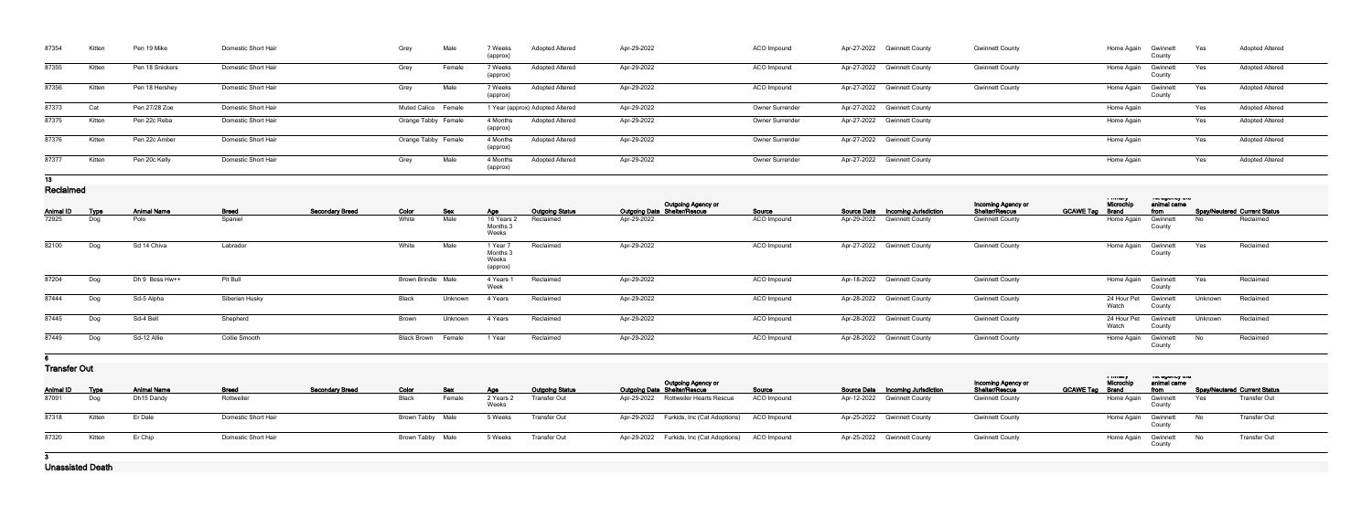| Animal ID | Type | Animal Name | Breed | Secondary Breed | Color | Sex | Age | Outgoing Status | Outgoing Date | Outgoing Agency or Shelter/Rescue | Source | Source Date | Incoming Jurisdiction | Incoming Agency or Shelter/Rescue | GCAWE Tag | Primary Microchip Brand | The agency the animal came from | Spay/Neutered | Current Status |
|---|---|---|---|---|---|---|---|---|---|---|---|---|---|---|---|---|---|---|---|
| 87354 | Kitten | Pen 19 Mike | Domestic Short Hair | | Grey | Male | 7 Weeks (approx) | Adopted Altered | Apr-29-2022 | | ACO Impound | Apr-27-2022 | Gwinnett County | Gwinnett County | | Home Again | Gwinnett County | Yes | Adopted Altered |
| 87355 | Kitten | Pen 18 Snickers | Domestic Short Hair | | Grey | Female | 7 Weeks (approx) | Adopted Altered | Apr-29-2022 | | ACO Impound | Apr-27-2022 | Gwinnett County | Gwinnett County | | Home Again | Gwinnett County | Yes | Adopted Altered |
| 87356 | Kitten | Pen 18 Hershey | Domestic Short Hair | | Grey | Male | 7 Weeks (approx) | Adopted Altered | Apr-29-2022 | | ACO Impound | Apr-27-2022 | Gwinnett County | Gwinnett County | | Home Again | Gwinnett County | Yes | Adopted Altered |
| 87373 | Cat | Pen 27/28 Zoe | Domestic Short Hair | | Muted Calico | Female | 1 Year (approx) | Adopted Altered | Apr-29-2022 | | Owner Surrender | Apr-27-2022 | Gwinnett County | | | Home Again | | Yes | Adopted Altered |
| 87375 | Kitten | Pen 22c Reba | Domestic Short Hair | | Orange Tabby | Female | 4 Months (approx) | Adopted Altered | Apr-29-2022 | | Owner Surrender | Apr-27-2022 | Gwinnett County | | | Home Again | | Yes | Adopted Altered |
| 87376 | Kitten | Pen 22c Amber | Domestic Short Hair | | Orange Tabby | Female | 4 Months (approx) | Adopted Altered | Apr-29-2022 | | Owner Surrender | Apr-27-2022 | Gwinnett County | | | Home Again | | Yes | Adopted Altered |
| 87377 | Kitten | Pen 20c Kelly | Domestic Short Hair | | Grey | Male | 4 Months (approx) | Adopted Altered | Apr-29-2022 | | Owner Surrender | Apr-27-2022 | Gwinnett County | | | Home Again | | Yes | Adopted Altered |

**13**

## Reclaimed

| Animal ID | Type | Animal Name | Breed | Secondary Breed | Color | Sex | Age | Outgoing Status | Outgoing Date | Outgoing Agency or Shelter/Rescue | Source | Source Date | Incoming Jurisdiction | Incoming Agency or Shelter/Rescue | GCAWE Tag | Primary Microchip Brand | The agency the animal came from | Spay/Neutered | Current Status |
|---|---|---|---|---|---|---|---|---|---|---|---|---|---|---|---|---|---|---|---|
| 72925 | Dog | Polo | Spaniel | | White | Male | 16 Years 2 Months 3 Weeks | Reclaimed | Apr-29-2022 | | ACO Impound | Apr-29-2022 | Gwinnett County | Gwinnett County | | Home Again | Gwinnett County | No | Reclaimed |
| 82100 | Dog | Sd 14 Chiva | Labrador | | White | Male | 1 Year 7 Months 3 Weeks (approx) | Reclaimed | Apr-29-2022 | | ACO Impound | Apr-27-2022 | Gwinnett County | Gwinnett County | | Home Again | Gwinnett County | Yes | Reclaimed |
| 87204 | Dog | Dh 9 Boss Hw++ | Pit Bull | | Brown Brindle | Male | 4 Years 1 Week | Reclaimed | Apr-29-2022 | | ACO Impound | Apr-18-2022 | Gwinnett County | Gwinnett County | | Home Again | Gwinnett County | Yes | Reclaimed |
| 87444 | Dog | Sd-5 Alpha | Siberian Husky | | Black | Unknown | 4 Years | Reclaimed | Apr-29-2022 | | ACO Impound | Apr-28-2022 | Gwinnett County | Gwinnett County | | 24 Hour Pet Watch | Gwinnett County | Unknown | Reclaimed |
| 87445 | Dog | Sd-4 Bell | Shepherd | | Brown | Unknown | 4 Years | Reclaimed | Apr-29-2022 | | ACO Impound | Apr-28-2022 | Gwinnett County | Gwinnett County | | 24 Hour Pet Watch | Gwinnett County | Unknown | Reclaimed |
| 87449 | Dog | Sd-12 Allie | Collie Smooth | | Black Brown | Female | 1 Year | Reclaimed | Apr-29-2022 | | ACO Impound | Apr-28-2022 | Gwinnett County | Gwinnett County | | Home Again | Gwinnett County | No | Reclaimed |

**6**

## Transfer Out

| Animal ID | Type | Animal Name | Breed | Secondary Breed | Color | Sex | Age | Outgoing Status | Outgoing Date | Outgoing Agency or Shelter/Rescue | Source | Source Date | Incoming Jurisdiction | Incoming Agency or Shelter/Rescue | GCAWE Tag | Primary Microchip Brand | The agency the animal came from | Spay/Neutered | Current Status |
|---|---|---|---|---|---|---|---|---|---|---|---|---|---|---|---|---|---|---|---|
| 87091 | Dog | Dh15 Dandy | Rottweiler | | Black | Female | 2 Years 2 Weeks | Transfer Out | Apr-29-2022 | Rottweiler Hearts Rescue | ACO Impound | Apr-12-2022 | Gwinnett County | Gwinnett County | | Home Again | Gwinnett County | Yes | Transfer Out |
| 87318 | Kitten | Er Dale | Domestic Short Hair | | Brown Tabby | Male | 5 Weeks | Transfer Out | Apr-29-2022 | Furkids, Inc (Cat Adoptions) | ACO Impound | Apr-25-2022 | Gwinnett County | Gwinnett County | | Home Again | Gwinnett County | No | Transfer Out |
| 87320 | Kitten | Er Chip | Domestic Short Hair | | Brown Tabby | Male | 5 Weeks | Transfer Out | Apr-29-2022 | Furkids, Inc (Cat Adoptions) | ACO Impound | Apr-25-2022 | Gwinnett County | Gwinnett County | | Home Again | Gwinnett County | No | Transfer Out |

**3**

## Unassisted Death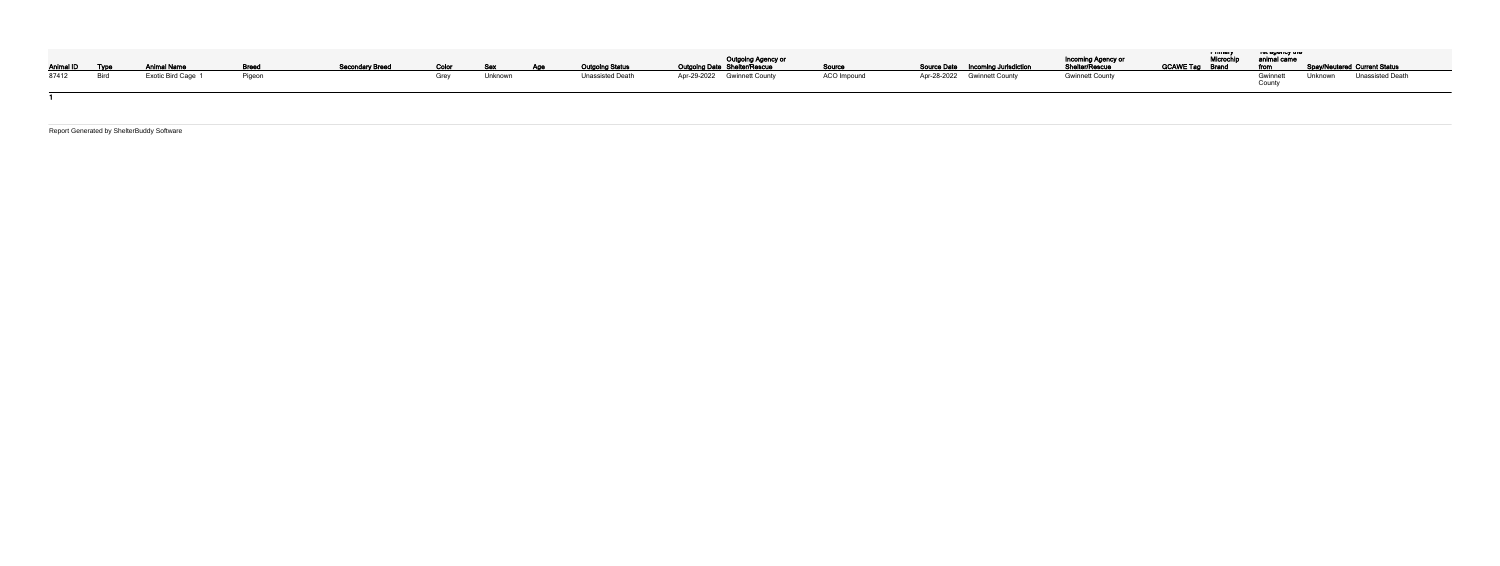| Animal ID | Type | Animal Name | Breed | Secondary Breed | Color | Sex | Age | Outgoing Status | Outgoing Date | Outgoing Agency or Shelter/Rescue | Source | Source Date | Incoming Jurisdiction | Incoming Agency or Shelter/Rescue | GCAWE Tag | Primary Microchip Brand | 1st agency the animal came from | Spay/Neutered | Current Status |
|---|---|---|---|---|---|---|---|---|---|---|---|---|---|---|---|---|---|---|---|
| 87412 | Bird | Exotic Bird Cage 1 | Pigeon | | Grey | Unknown | | Unassisted Death | Apr-29-2022 | Gwinnett County | ACO Impound | Apr-28-2022 | Gwinnett County | Gwinnett County | | | Gwinnett County | Unknown | Unassisted Death |

**1**

Report Generated by ShelterBuddy Software